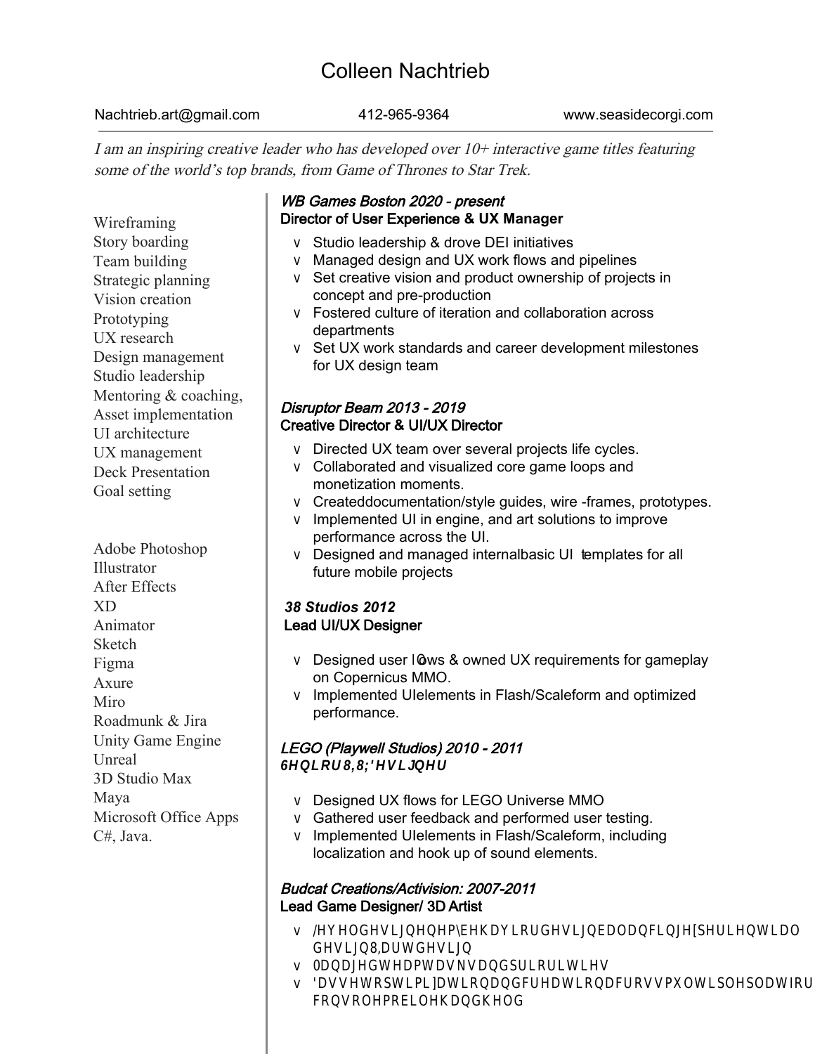# Colleen Nachtrieb

Nachtrieb.art@gmail.com | 412-965-9364 | www.seasidecorgi.com

*I am an inspiring creative leader who has developed over 10+ interactive game titles featuring some of the world's top brands, from Game of Thrones to Star Trek.*

Wireframing
Story boarding
Team building
Strategic planning
Vision creation
Prototyping
UX research
Design management
Studio leadership
Mentoring & coaching,
Asset implementation
UI architecture
UX management
Deck Presentation
Goal setting

Adobe Photoshop
Illustrator
After Effects
XD
Animator
Sketch
Figma
Axure
Miro
Roadmunk & Jira
Unity Game Engine
Unreal
3D Studio Max
Maya
Microsoft Office Apps
C#, Java.

### *WB Games Boston 2020 - present*
**Director of User Experience & UX Manager**

- Studio leadership & drove DEI initiatives
- Managed design and UX work flows and pipelines
- Set creative vision and product ownership of projects in concept and pre-production
- Fostered culture of iteration and collaboration across departments
- Set UX work standards and career development milestones for UX design team

### *Disruptor Beam 2013 - 2019*
**Creative Director & UI/UX Director**

- Directed UX team over several projects life cycles.
- Collaborated and visualized core game loops and monetization moments.
- Createddocumentation/style guides, wire -frames, prototypes.
- Implemented UI in engine, and art solutions to improve performance across the UI.
- Designed and managed internalbasic UI templates for all future mobile projects

### *38 Studios 2012*
**Lead UI/UX Designer**

- Designed user flows & owned UX requirements for gameplay on Copernicus MMO.
- Implemented UIelements in Flash/Scaleform and optimized performance.

### *LEGO (Playwell Studios) 2010 - 2011*
**6HQLRU8,8;'HVLJQHU**

- Designed UX flows for LEGO Universe MMO
- Gathered user feedback and performed user testing.
- Implemented UIelements in Flash/Scaleform, including localization and hook up of sound elements.

### *Budcat Creations/Activision: 2007-2011*
**Lead Game Designer/ 3D Artist**

- /HYHOGHVLJQHQHP\EHKDYLRUGHVLJQEDODQFLQJH[SHULHQWLDO GHVLJQ8,DUWGHVLJQ
- 0DQDJHGWHDPWDVNVDQGSULRULWLHV
- 'DVVHWRSWLPL]DWLRQDQGFUHDWLRQDFURVVPXOWLSOHSODWIRUP FRQVROHPRELOHKDQGKHOG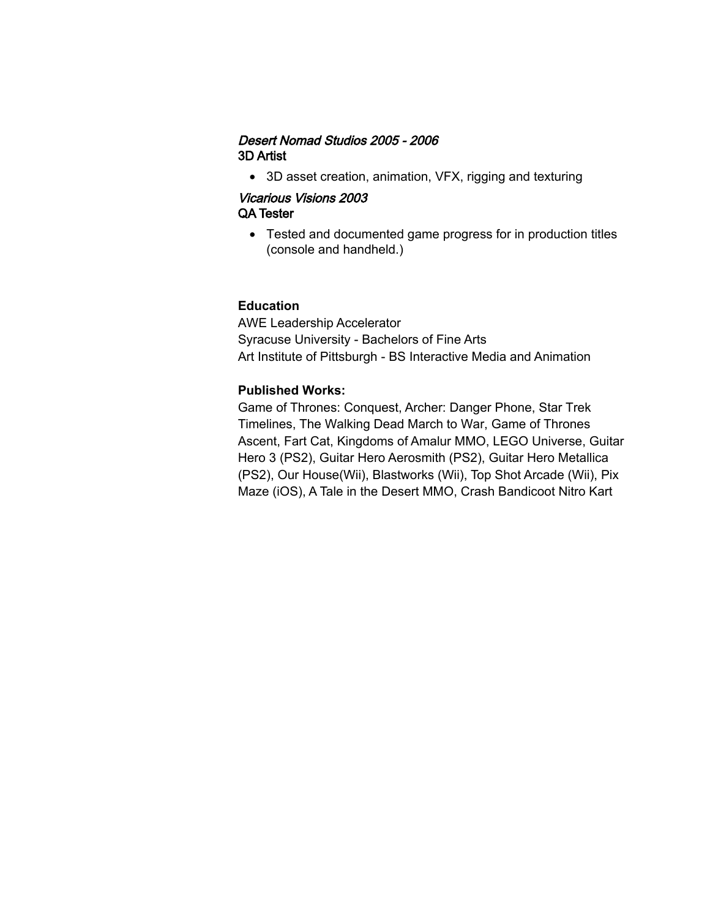*Desert Nomad Studios 2005 - 2006*
3D Artist

- 3D asset creation, animation, VFX, rigging and texturing

*Vicarious Visions 2003*
QA Tester

- Tested and documented game progress for in production titles (console and handheld.)

**Education**
AWE Leadership Accelerator
Syracuse University - Bachelors of Fine Arts
Art Institute of Pittsburgh - BS Interactive Media and Animation

**Published Works:**
Game of Thrones: Conquest, Archer: Danger Phone, Star Trek Timelines, The Walking Dead March to War, Game of Thrones Ascent, Fart Cat, Kingdoms of Amalur MMO, LEGO Universe, Guitar Hero 3 (PS2), Guitar Hero Aerosmith (PS2), Guitar Hero Metallica (PS2), Our House(Wii), Blastworks (Wii), Top Shot Arcade (Wii), Pix Maze (iOS), A Tale in the Desert MMO, Crash Bandicoot Nitro Kart